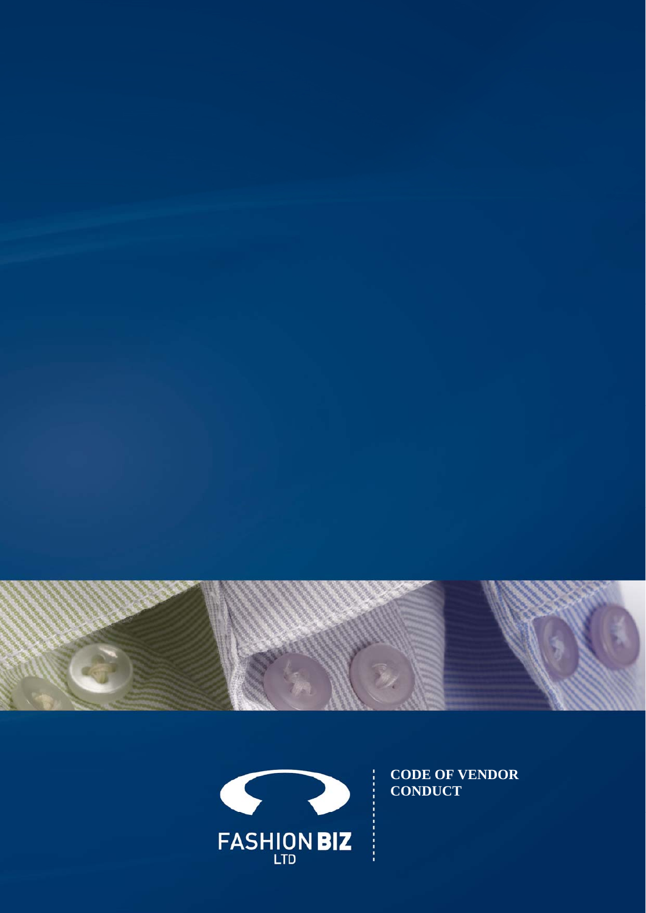FASHION BIZ LTD

# CODE OF VENDOR CONDUCT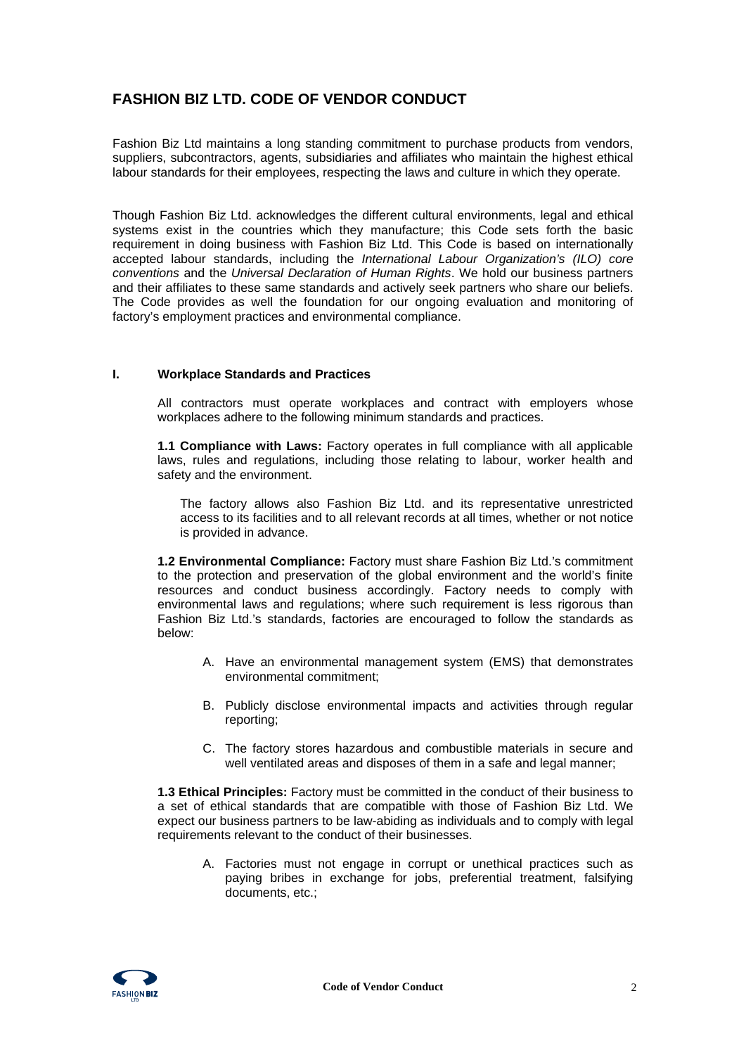## FASHION BIZ LTD. CODE OF VENDOR CONDUCT

Fashion Biz Ltd maintains a long standing commitment to purchase products from vendors, suppliers, subcontractors, agents, subsidiaries and affiliates who maintain the highest ethical labour standards for their employees, respecting the laws and culture in which they operate.

Though Fashion Biz Ltd. acknowledges the different cultural environments, legal and ethical systems exist in the countries which they manufacture; this Code sets forth the basic requirement in doing business with Fashion Biz Ltd. This Code is based on internationally accepted labour standards, including the *International Labour Organization's (ILO) core conventions* and the *Universal Declaration of Human Rights*. We hold our business partners and their affiliates to these same standards and actively seek partners who share our beliefs. The Code provides as well the foundation for our ongoing evaluation and monitoring of factory's employment practices and environmental compliance.

### I. Workplace Standards and Practices

All contractors must operate workplaces and contract with employers whose workplaces adhere to the following minimum standards and practices.

**1.1 Compliance with Laws:** Factory operates in full compliance with all applicable laws, rules and regulations, including those relating to labour, worker health and safety and the environment.

The factory allows also Fashion Biz Ltd. and its representative unrestricted access to its facilities and to all relevant records at all times, whether or not notice is provided in advance.

**1.2 Environmental Compliance:** Factory must share Fashion Biz Ltd.'s commitment to the protection and preservation of the global environment and the world's finite resources and conduct business accordingly. Factory needs to comply with environmental laws and regulations; where such requirement is less rigorous than Fashion Biz Ltd.'s standards, factories are encouraged to follow the standards as below:

A. Have an environmental management system (EMS) that demonstrates environmental commitment;

B. Publicly disclose environmental impacts and activities through regular reporting;

C. The factory stores hazardous and combustible materials in secure and well ventilated areas and disposes of them in a safe and legal manner;

**1.3 Ethical Principles:** Factory must be committed in the conduct of their business to a set of ethical standards that are compatible with those of Fashion Biz Ltd. We expect our business partners to be law-abiding as individuals and to comply with legal requirements relevant to the conduct of their businesses.

A. Factories must not engage in corrupt or unethical practices such as paying bribes in exchange for jobs, preferential treatment, falsifying documents, etc.;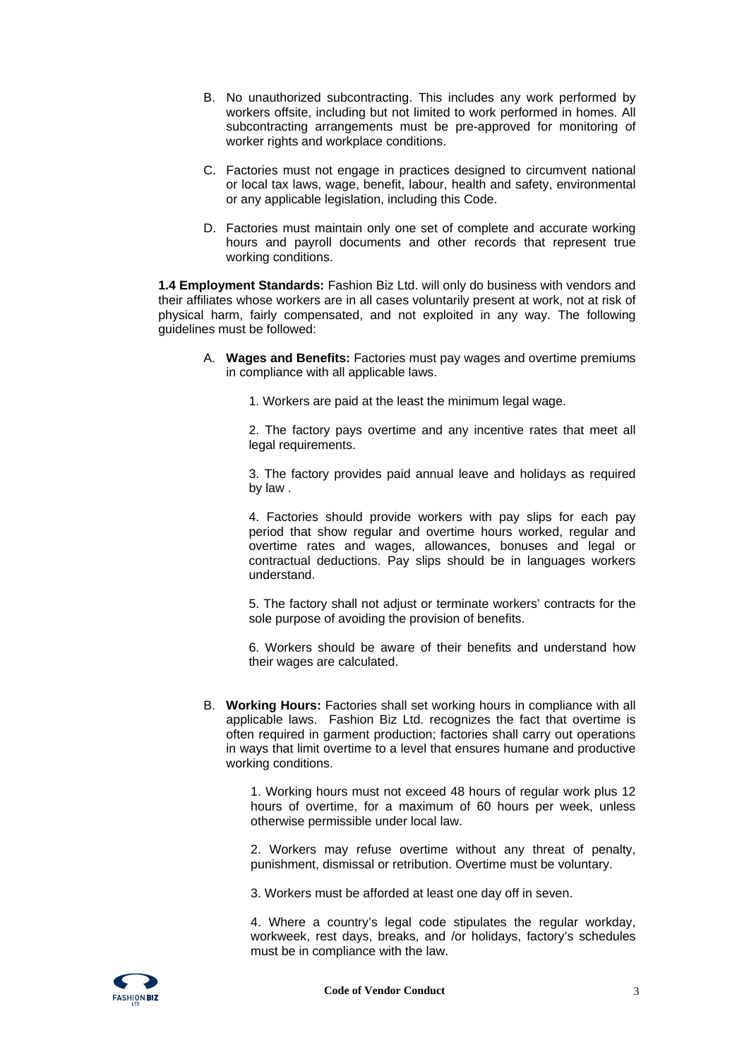B. No unauthorized subcontracting. This includes any work performed by workers offsite, including but not limited to work performed in homes. All subcontracting arrangements must be pre-approved for monitoring of worker rights and workplace conditions.

C. Factories must not engage in practices designed to circumvent national or local tax laws, wage, benefit, labour, health and safety, environmental or any applicable legislation, including this Code.

D. Factories must maintain only one set of complete and accurate working hours and payroll documents and other records that represent true working conditions.

**1.4 Employment Standards:** Fashion Biz Ltd. will only do business with vendors and their affiliates whose workers are in all cases voluntarily present at work, not at risk of physical harm, fairly compensated, and not exploited in any way. The following guidelines must be followed:

A. **Wages and Benefits:** Factories must pay wages and overtime premiums in compliance with all applicable laws.

  1. Workers are paid at the least the minimum legal wage.

  2. The factory pays overtime and any incentive rates that meet all legal requirements.

  3. The factory provides paid annual leave and holidays as required by law .

  4. Factories should provide workers with pay slips for each pay period that show regular and overtime hours worked, regular and overtime rates and wages, allowances, bonuses and legal or contractual deductions. Pay slips should be in languages workers understand.

  5. The factory shall not adjust or terminate workers' contracts for the sole purpose of avoiding the provision of benefits.

  6. Workers should be aware of their benefits and understand how their wages are calculated.

B. **Working Hours:** Factories shall set working hours in compliance with all applicable laws. Fashion Biz Ltd. recognizes the fact that overtime is often required in garment production; factories shall carry out operations in ways that limit overtime to a level that ensures humane and productive working conditions.

  1. Working hours must not exceed 48 hours of regular work plus 12 hours of overtime, for a maximum of 60 hours per week, unless otherwise permissible under local law.

  2. Workers may refuse overtime without any threat of penalty, punishment, dismissal or retribution. Overtime must be voluntary.

  3. Workers must be afforded at least one day off in seven.

  4. Where a country's legal code stipulates the regular workday, workweek, rest days, breaks, and /or holidays, factory's schedules must be in compliance with the law.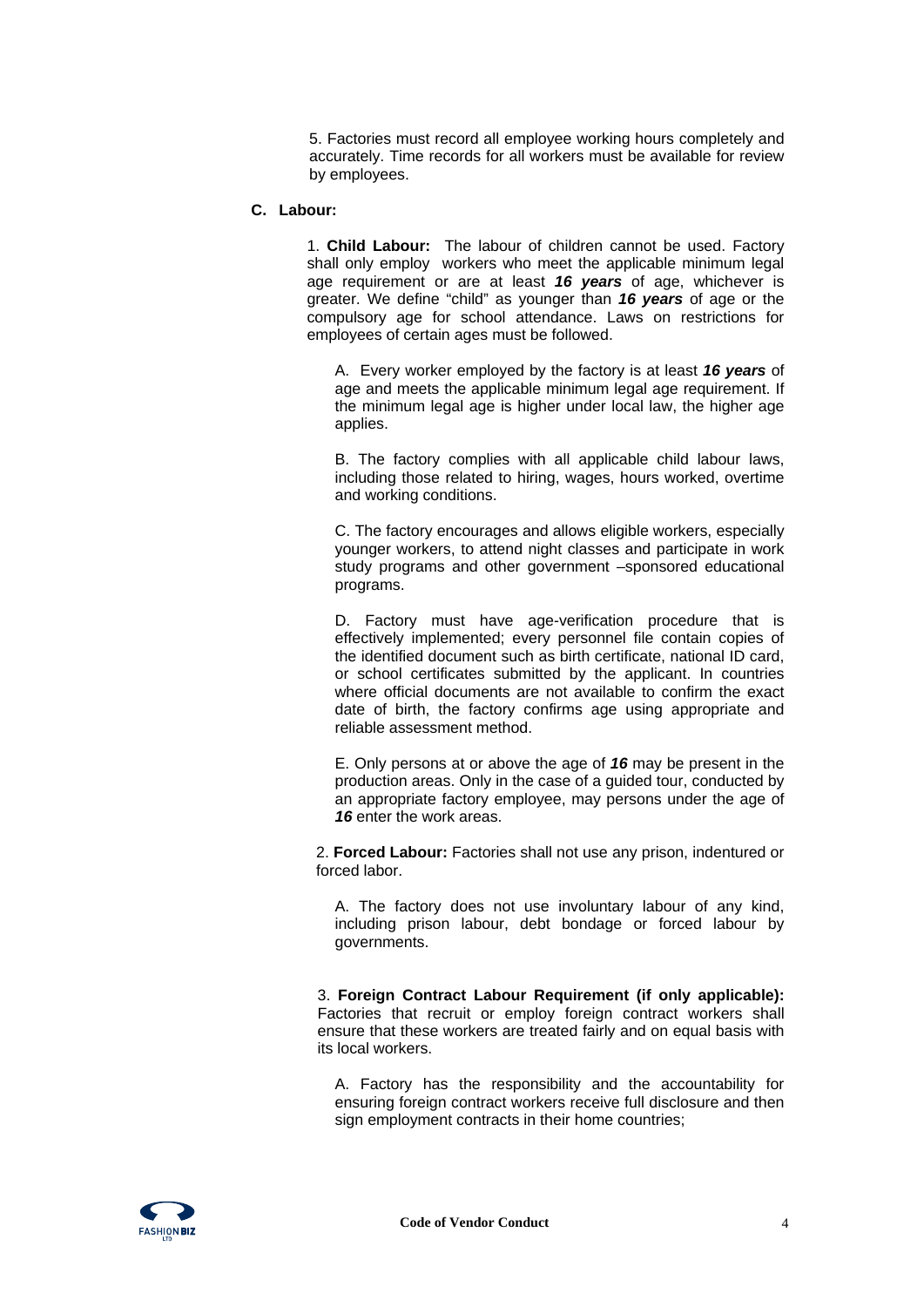5. Factories must record all employee working hours completely and accurately. Time records for all workers must be available for review by employees.

**C. Labour:**

1. **Child Labour:** The labour of children cannot be used. Factory shall only employ workers who meet the applicable minimum legal age requirement or are at least ***16 years*** of age, whichever is greater. We define "child" as younger than ***16 years*** of age or the compulsory age for school attendance. Laws on restrictions for employees of certain ages must be followed.

A. Every worker employed by the factory is at least ***16 years*** of age and meets the applicable minimum legal age requirement. If the minimum legal age is higher under local law, the higher age applies.

B. The factory complies with all applicable child labour laws, including those related to hiring, wages, hours worked, overtime and working conditions.

C. The factory encourages and allows eligible workers, especially younger workers, to attend night classes and participate in work study programs and other government –sponsored educational programs.

D. Factory must have age-verification procedure that is effectively implemented; every personnel file contain copies of the identified document such as birth certificate, national ID card, or school certificates submitted by the applicant. In countries where official documents are not available to confirm the exact date of birth, the factory confirms age using appropriate and reliable assessment method.

E. Only persons at or above the age of ***16*** may be present in the production areas. Only in the case of a guided tour, conducted by an appropriate factory employee, may persons under the age of ***16*** enter the work areas.

2. **Forced Labour:** Factories shall not use any prison, indentured or forced labor.

A. The factory does not use involuntary labour of any kind, including prison labour, debt bondage or forced labour by governments.

3. **Foreign Contract Labour Requirement (if only applicable):** Factories that recruit or employ foreign contract workers shall ensure that these workers are treated fairly and on equal basis with its local workers.

A. Factory has the responsibility and the accountability for ensuring foreign contract workers receive full disclosure and then sign employment contracts in their home countries;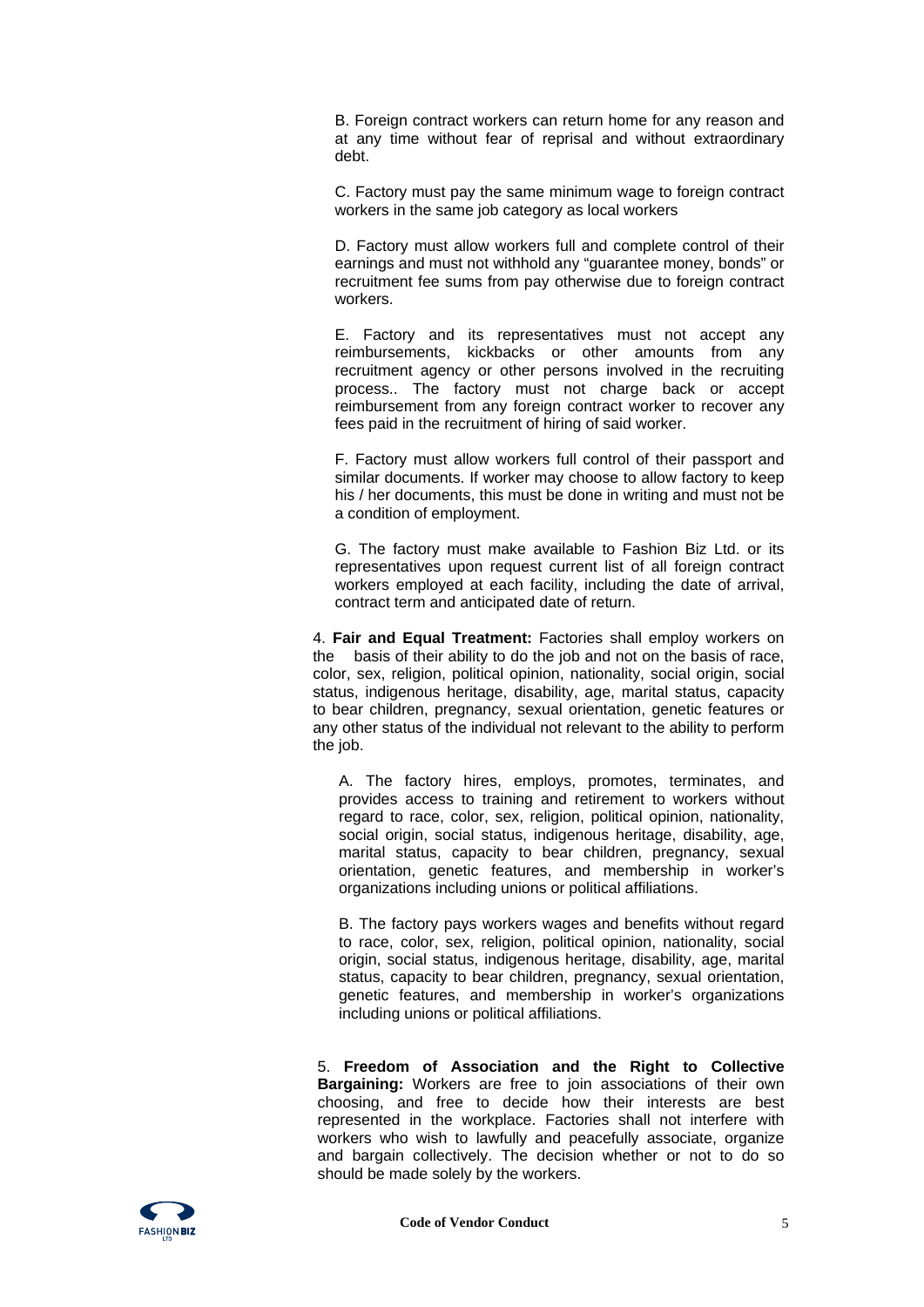B. Foreign contract workers can return home for any reason and at any time without fear of reprisal and without extraordinary debt.

C. Factory must pay the same minimum wage to foreign contract workers in the same job category as local workers

D. Factory must allow workers full and complete control of their earnings and must not withhold any "guarantee money, bonds" or recruitment fee sums from pay otherwise due to foreign contract workers.

E. Factory and its representatives must not accept any reimbursements, kickbacks or other amounts from any recruitment agency or other persons involved in the recruiting process.. The factory must not charge back or accept reimbursement from any foreign contract worker to recover any fees paid in the recruitment of hiring of said worker.

F. Factory must allow workers full control of their passport and similar documents. If worker may choose to allow factory to keep his / her documents, this must be done in writing and must not be a condition of employment.

G. The factory must make available to Fashion Biz Ltd. or its representatives upon request current list of all foreign contract workers employed at each facility, including the date of arrival, contract term and anticipated date of return.

4. **Fair and Equal Treatment:** Factories shall employ workers on the basis of their ability to do the job and not on the basis of race, color, sex, religion, political opinion, nationality, social origin, social status, indigenous heritage, disability, age, marital status, capacity to bear children, pregnancy, sexual orientation, genetic features or any other status of the individual not relevant to the ability to perform the job.

A. The factory hires, employs, promotes, terminates, and provides access to training and retirement to workers without regard to race, color, sex, religion, political opinion, nationality, social origin, social status, indigenous heritage, disability, age, marital status, capacity to bear children, pregnancy, sexual orientation, genetic features, and membership in worker's organizations including unions or political affiliations.

B. The factory pays workers wages and benefits without regard to race, color, sex, religion, political opinion, nationality, social origin, social status, indigenous heritage, disability, age, marital status, capacity to bear children, pregnancy, sexual orientation, genetic features, and membership in worker's organizations including unions or political affiliations.

5. **Freedom of Association and the Right to Collective Bargaining:** Workers are free to join associations of their own choosing, and free to decide how their interests are best represented in the workplace. Factories shall not interfere with workers who wish to lawfully and peacefully associate, organize and bargain collectively. The decision whether or not to do so should be made solely by the workers.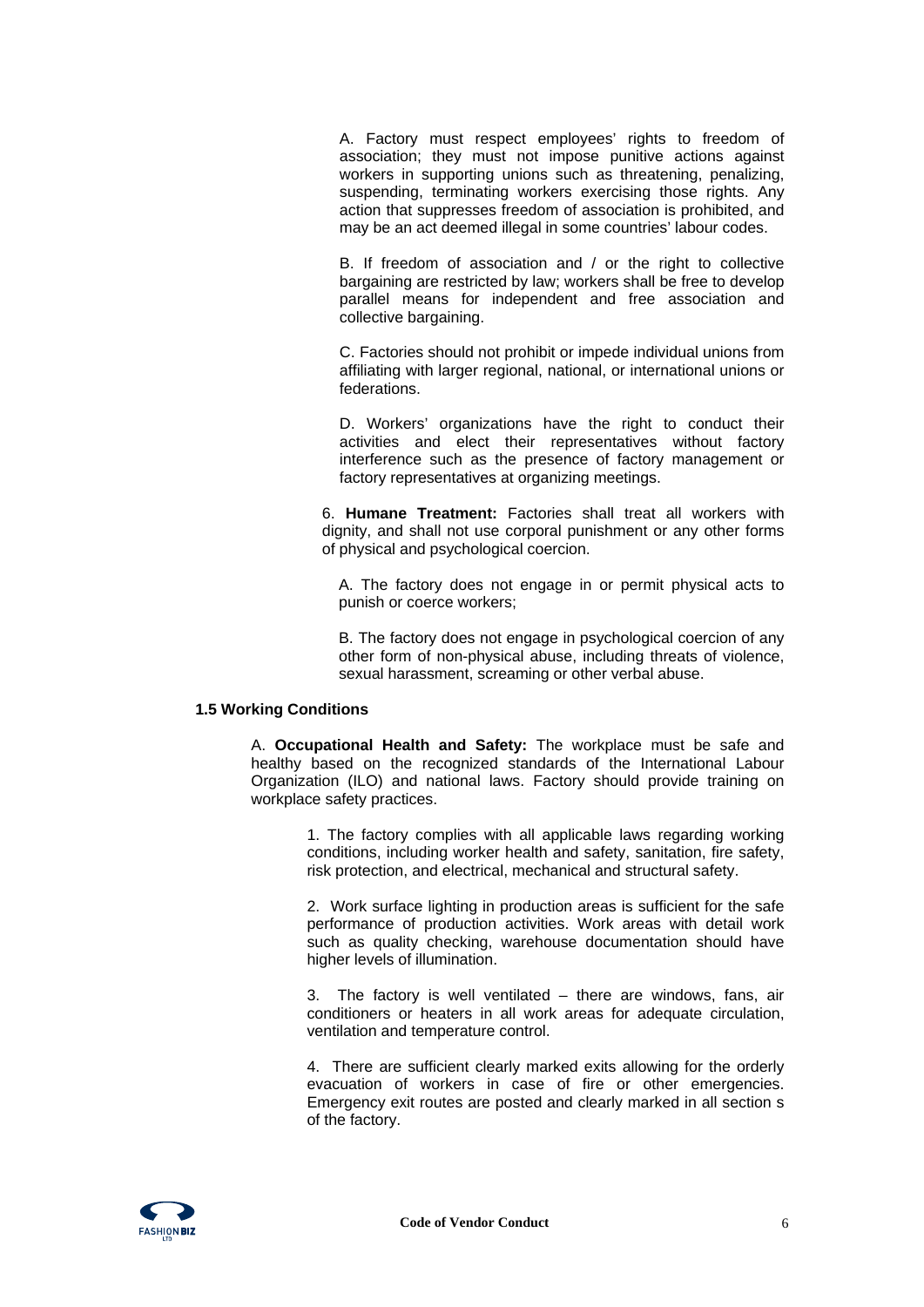A. Factory must respect employees' rights to freedom of association; they must not impose punitive actions against workers in supporting unions such as threatening, penalizing, suspending, terminating workers exercising those rights. Any action that suppresses freedom of association is prohibited, and may be an act deemed illegal in some countries' labour codes.

B. If freedom of association and / or the right to collective bargaining are restricted by law; workers shall be free to develop parallel means for independent and free association and collective bargaining.

C. Factories should not prohibit or impede individual unions from affiliating with larger regional, national, or international unions or federations.

D. Workers' organizations have the right to conduct their activities and elect their representatives without factory interference such as the presence of factory management or factory representatives at organizing meetings.

6. **Humane Treatment:** Factories shall treat all workers with dignity, and shall not use corporal punishment or any other forms of physical and psychological coercion.

A. The factory does not engage in or permit physical acts to punish or coerce workers;

B. The factory does not engage in psychological coercion of any other form of non-physical abuse, including threats of violence, sexual harassment, screaming or other verbal abuse.

**1.5 Working Conditions**

A. **Occupational Health and Safety:** The workplace must be safe and healthy based on the recognized standards of the International Labour Organization (ILO) and national laws. Factory should provide training on workplace safety practices.

1. The factory complies with all applicable laws regarding working conditions, including worker health and safety, sanitation, fire safety, risk protection, and electrical, mechanical and structural safety.

2. Work surface lighting in production areas is sufficient for the safe performance of production activities. Work areas with detail work such as quality checking, warehouse documentation should have higher levels of illumination.

3. The factory is well ventilated – there are windows, fans, air conditioners or heaters in all work areas for adequate circulation, ventilation and temperature control.

4. There are sufficient clearly marked exits allowing for the orderly evacuation of workers in case of fire or other emergencies. Emergency exit routes are posted and clearly marked in all section s of the factory.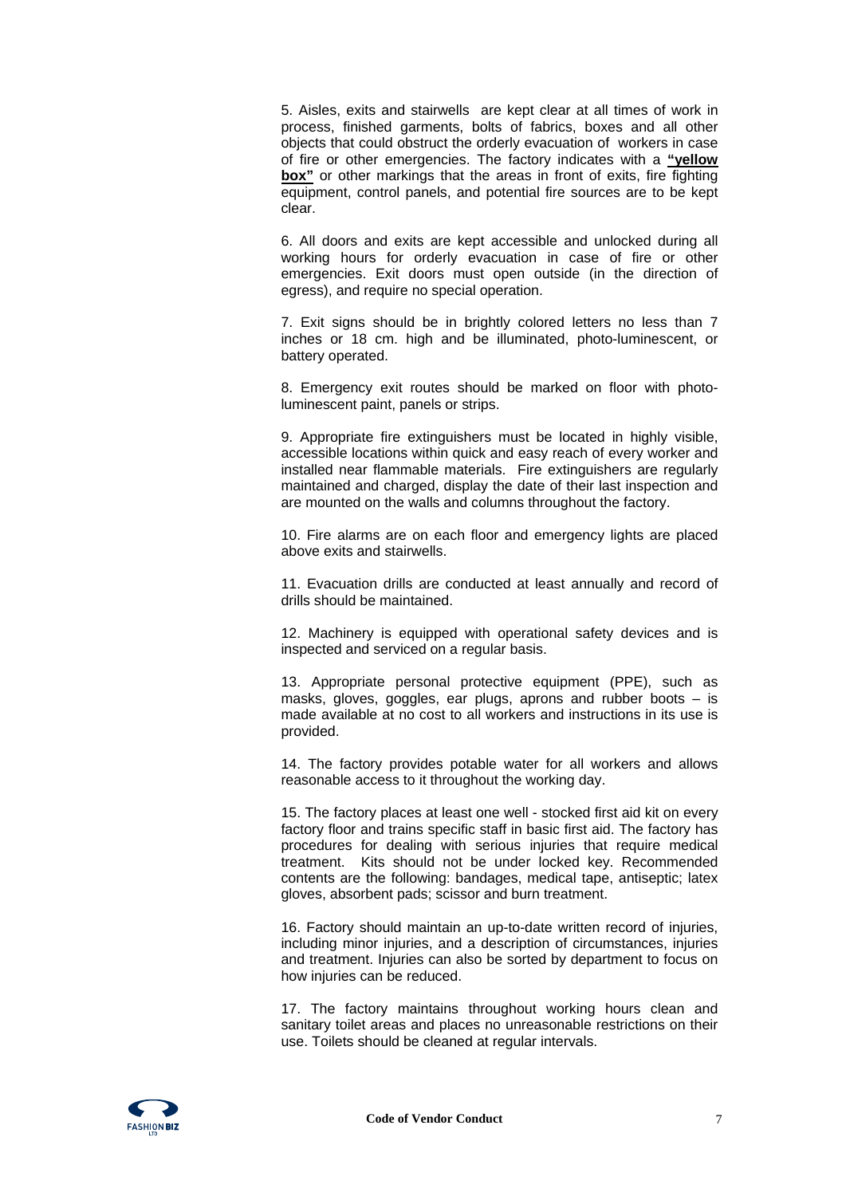5. Aisles, exits and stairwells are kept clear at all times of work in process, finished garments, bolts of fabrics, boxes and all other objects that could obstruct the orderly evacuation of workers in case of fire or other emergencies. The factory indicates with a **"yellow box"** or other markings that the areas in front of exits, fire fighting equipment, control panels, and potential fire sources are to be kept clear.

6. All doors and exits are kept accessible and unlocked during all working hours for orderly evacuation in case of fire or other emergencies. Exit doors must open outside (in the direction of egress), and require no special operation.

7. Exit signs should be in brightly colored letters no less than 7 inches or 18 cm. high and be illuminated, photo-luminescent, or battery operated.

8. Emergency exit routes should be marked on floor with photo-luminescent paint, panels or strips.

9. Appropriate fire extinguishers must be located in highly visible, accessible locations within quick and easy reach of every worker and installed near flammable materials. Fire extinguishers are regularly maintained and charged, display the date of their last inspection and are mounted on the walls and columns throughout the factory.

10. Fire alarms are on each floor and emergency lights are placed above exits and stairwells.

11. Evacuation drills are conducted at least annually and record of drills should be maintained.

12. Machinery is equipped with operational safety devices and is inspected and serviced on a regular basis.

13. Appropriate personal protective equipment (PPE), such as masks, gloves, goggles, ear plugs, aprons and rubber boots – is made available at no cost to all workers and instructions in its use is provided.

14. The factory provides potable water for all workers and allows reasonable access to it throughout the working day.

15. The factory places at least one well - stocked first aid kit on every factory floor and trains specific staff in basic first aid. The factory has procedures for dealing with serious injuries that require medical treatment. Kits should not be under locked key. Recommended contents are the following: bandages, medical tape, antiseptic; latex gloves, absorbent pads; scissor and burn treatment.

16. Factory should maintain an up-to-date written record of injuries, including minor injuries, and a description of circumstances, injuries and treatment. Injuries can also be sorted by department to focus on how injuries can be reduced.

17. The factory maintains throughout working hours clean and sanitary toilet areas and places no unreasonable restrictions on their use. Toilets should be cleaned at regular intervals.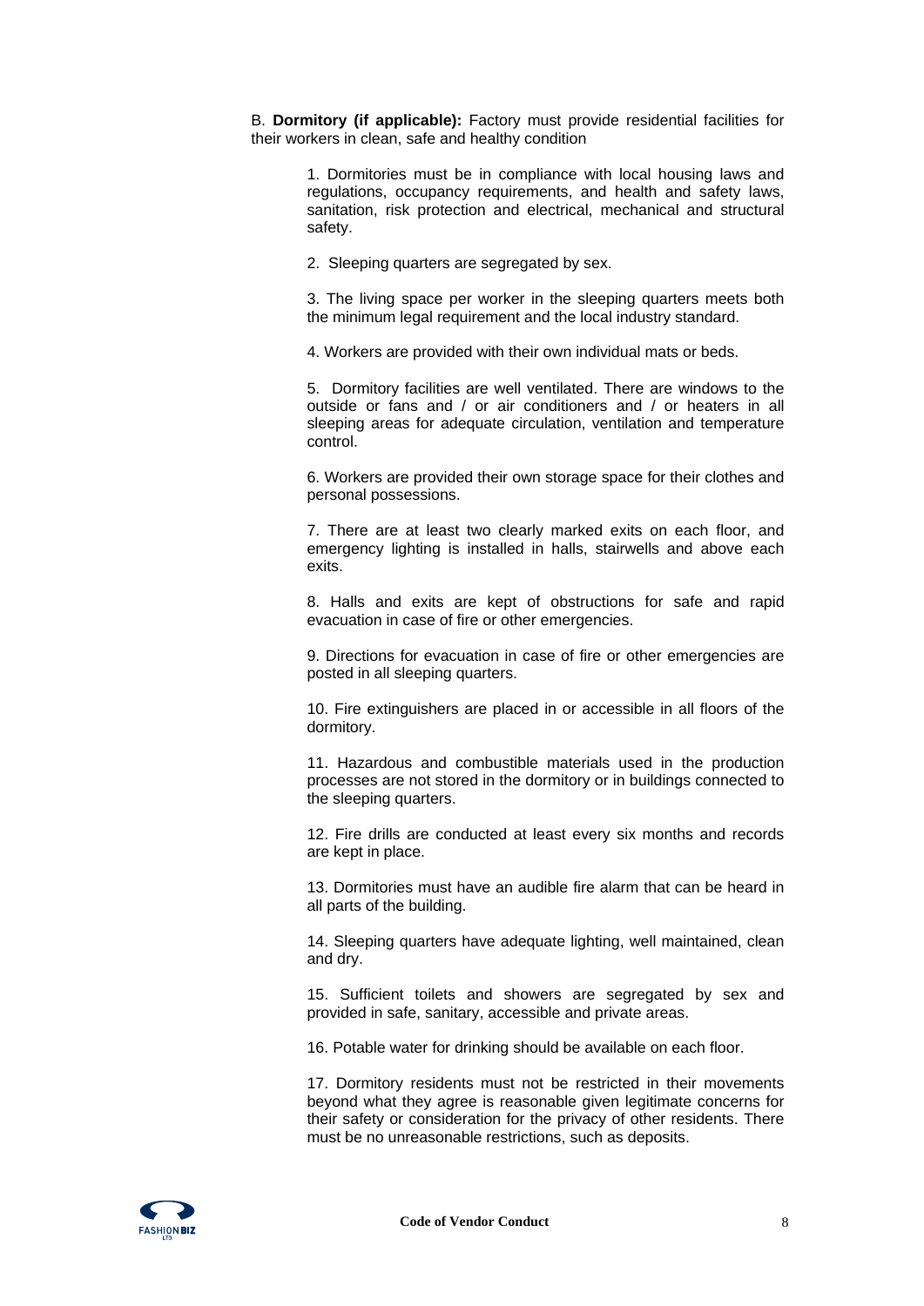B. **Dormitory (if applicable):** Factory must provide residential facilities for their workers in clean, safe and healthy condition

1. Dormitories must be in compliance with local housing laws and regulations, occupancy requirements, and health and safety laws, sanitation, risk protection and electrical, mechanical and structural safety.

2. Sleeping quarters are segregated by sex.

3. The living space per worker in the sleeping quarters meets both the minimum legal requirement and the local industry standard.

4. Workers are provided with their own individual mats or beds.

5. Dormitory facilities are well ventilated. There are windows to the outside or fans and / or air conditioners and / or heaters in all sleeping areas for adequate circulation, ventilation and temperature control.

6. Workers are provided their own storage space for their clothes and personal possessions.

7. There are at least two clearly marked exits on each floor, and emergency lighting is installed in halls, stairwells and above each exits.

8. Halls and exits are kept of obstructions for safe and rapid evacuation in case of fire or other emergencies.

9. Directions for evacuation in case of fire or other emergencies are posted in all sleeping quarters.

10. Fire extinguishers are placed in or accessible in all floors of the dormitory.

11. Hazardous and combustible materials used in the production processes are not stored in the dormitory or in buildings connected to the sleeping quarters.

12. Fire drills are conducted at least every six months and records are kept in place.

13. Dormitories must have an audible fire alarm that can be heard in all parts of the building.

14. Sleeping quarters have adequate lighting, well maintained, clean and dry.

15. Sufficient toilets and showers are segregated by sex and provided in safe, sanitary, accessible and private areas.

16. Potable water for drinking should be available on each floor.

17. Dormitory residents must not be restricted in their movements beyond what they agree is reasonable given legitimate concerns for their safety or consideration for the privacy of other residents. There must be no unreasonable restrictions, such as deposits.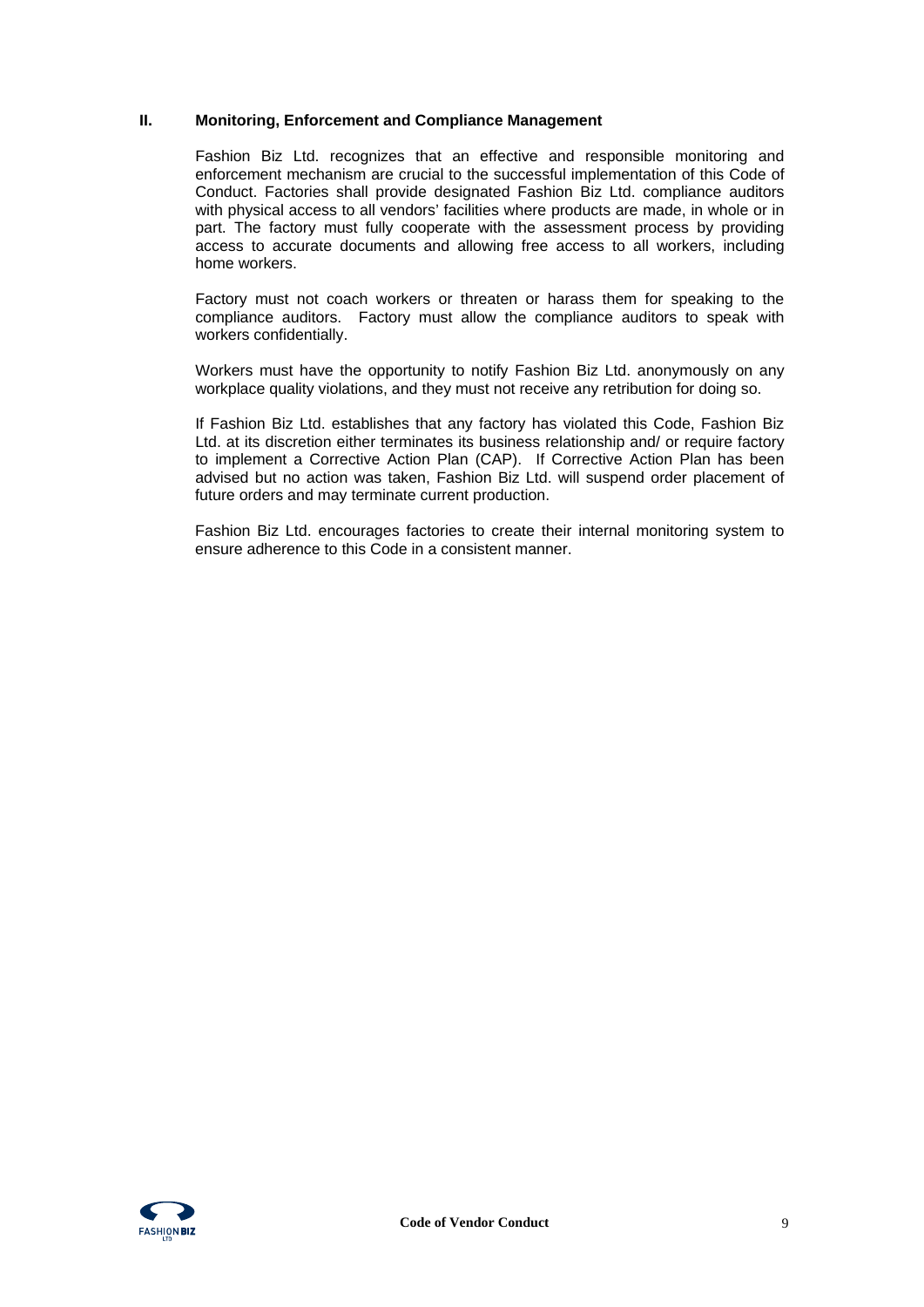## II. Monitoring, Enforcement and Compliance Management

Fashion Biz Ltd. recognizes that an effective and responsible monitoring and enforcement mechanism are crucial to the successful implementation of this Code of Conduct. Factories shall provide designated Fashion Biz Ltd. compliance auditors with physical access to all vendors' facilities where products are made, in whole or in part. The factory must fully cooperate with the assessment process by providing access to accurate documents and allowing free access to all workers, including home workers.

Factory must not coach workers or threaten or harass them for speaking to the compliance auditors. Factory must allow the compliance auditors to speak with workers confidentially.

Workers must have the opportunity to notify Fashion Biz Ltd. anonymously on any workplace quality violations, and they must not receive any retribution for doing so.

If Fashion Biz Ltd. establishes that any factory has violated this Code, Fashion Biz Ltd. at its discretion either terminates its business relationship and/ or require factory to implement a Corrective Action Plan (CAP). If Corrective Action Plan has been advised but no action was taken, Fashion Biz Ltd. will suspend order placement of future orders and may terminate current production.

Fashion Biz Ltd. encourages factories to create their internal monitoring system to ensure adherence to this Code in a consistent manner.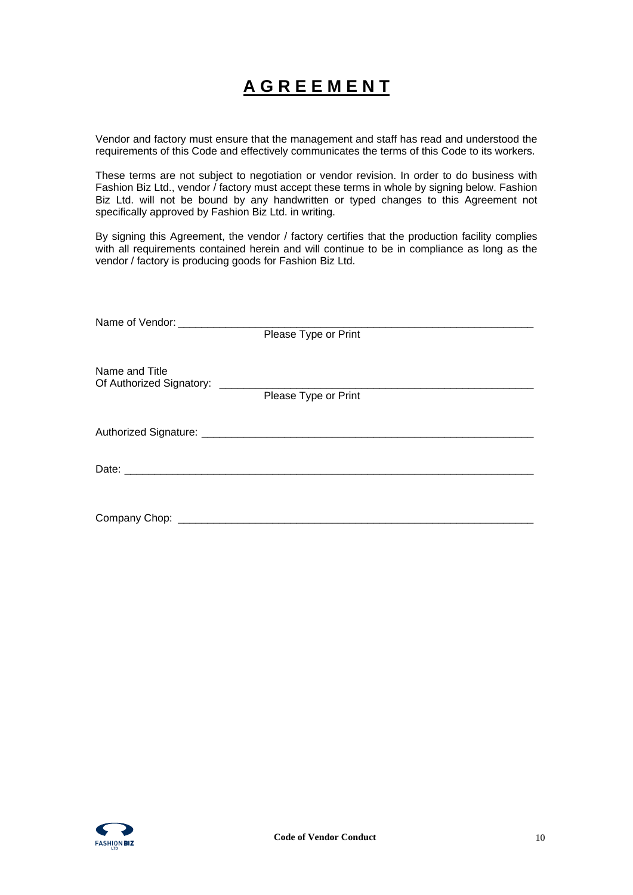# AGREEMENT

Vendor and factory must ensure that the management and staff has read and understood the requirements of this Code and effectively communicates the terms of this Code to its workers.

These terms are not subject to negotiation or vendor revision. In order to do business with Fashion Biz Ltd., vendor / factory must accept these terms in whole by signing below. Fashion Biz Ltd. will not be bound by any handwritten or typed changes to this Agreement not specifically approved by Fashion Biz Ltd. in writing.

By signing this Agreement, the vendor / factory certifies that the production facility complies with all requirements contained herein and will continue to be in compliance as long as the vendor / factory is producing goods for Fashion Biz Ltd.

Name of Vendor: ____________________________________________________________
Please Type or Print

Name and Title
Of Authorized Signatory: ____________________________________________________
Please Type or Print

Authorized Signature: _______________________________________________________

Date: _____________________________________________________________________

Company Chop: _____________________________________________________________